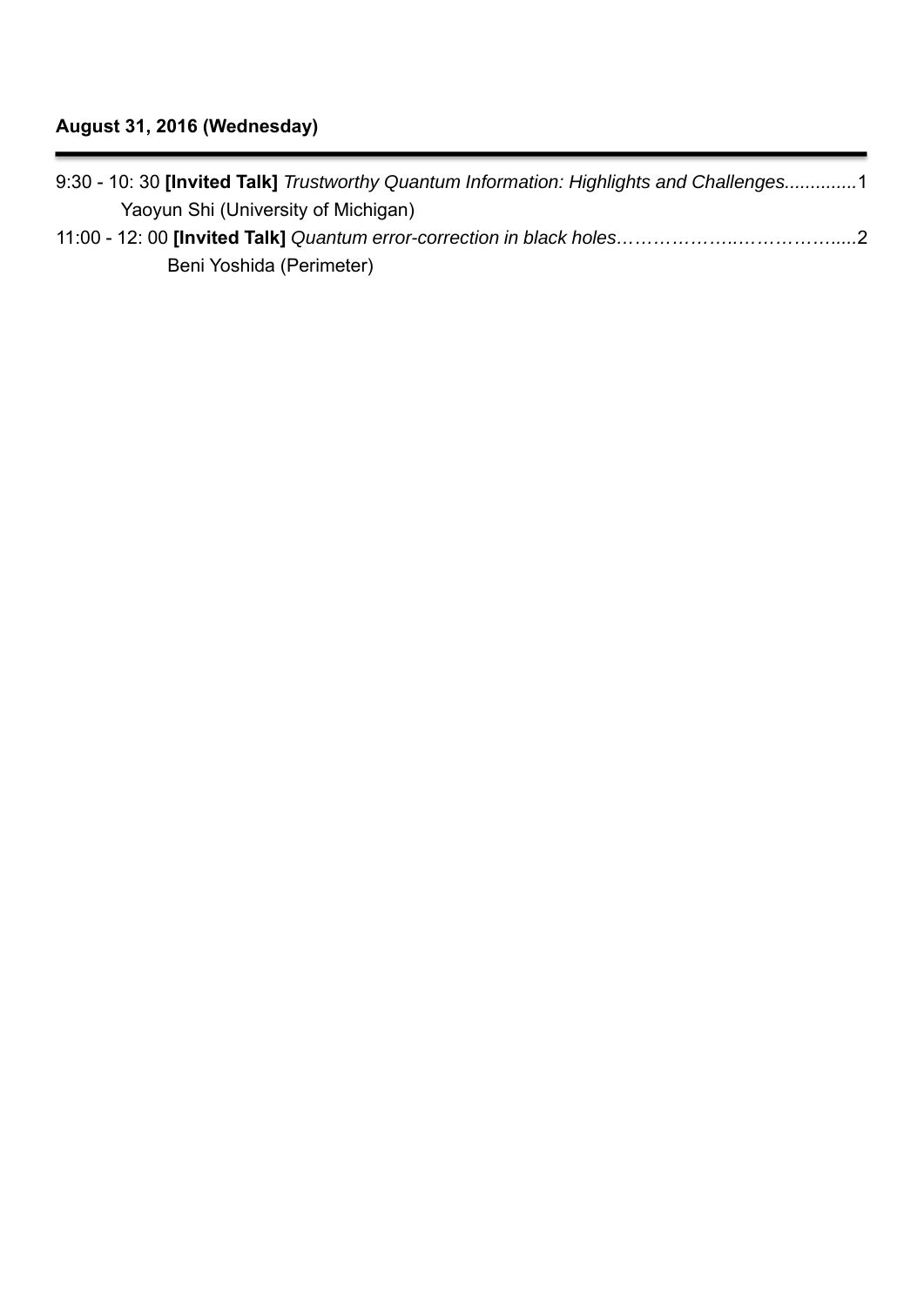**August 31, 2016 (Wednesday)**

---

9:30 - 10: 30 **[Invited Talk]** *Trustworthy Quantum Information: Highlights and Challenges*..............1

Yaoyun Shi (University of Michigan)

11:00 - 12: 00 **[Invited Talk]** *Quantum error-correction in black holes*………………..………………....2

Beni Yoshida (Perimeter)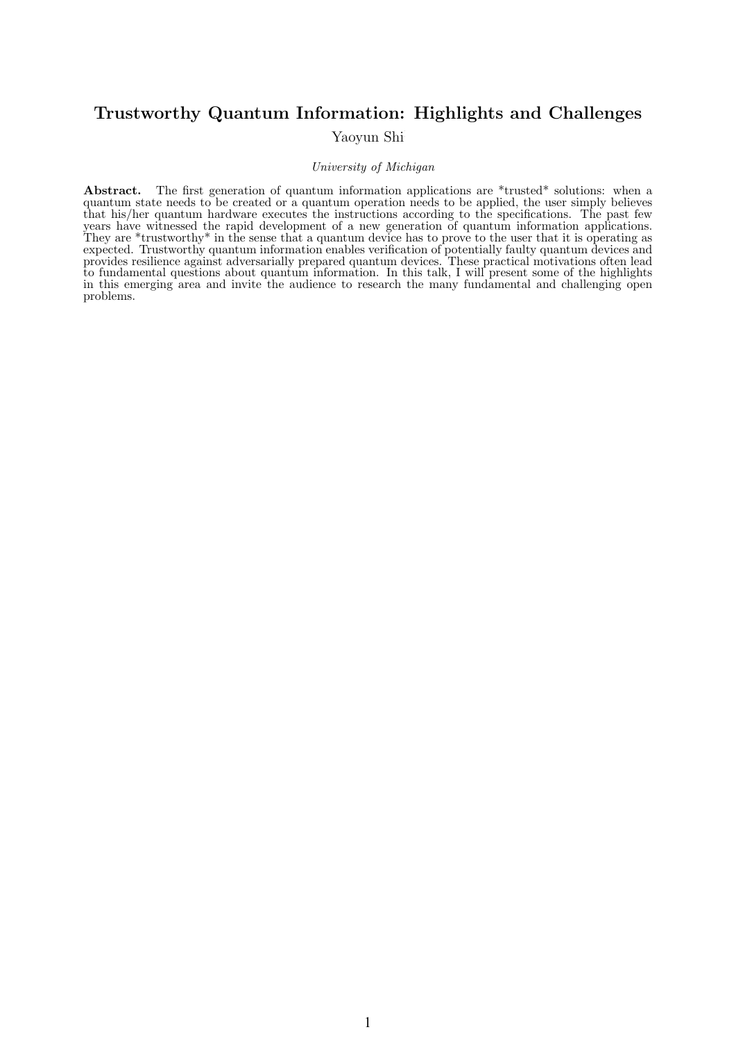# Trustworthy Quantum Information: Highlights and Challenges

Yaoyun Shi

*University of Michigan*

**Abstract.** The first generation of quantum information applications are *trusted* solutions: when a quantum state needs to be created or a quantum operation needs to be applied, the user simply believes that his/her quantum hardware executes the instructions according to the specifications. The past few years have witnessed the rapid development of a new generation of quantum information applications. They are *trustworthy* in the sense that a quantum device has to prove to the user that it is operating as expected. Trustworthy quantum information enables verification of potentially faulty quantum devices and provides resilience against adversarially prepared quantum devices. These practical motivations often lead to fundamental questions about quantum information. In this talk, I will present some of the highlights in this emerging area and invite the audience to research the many fundamental and challenging open problems.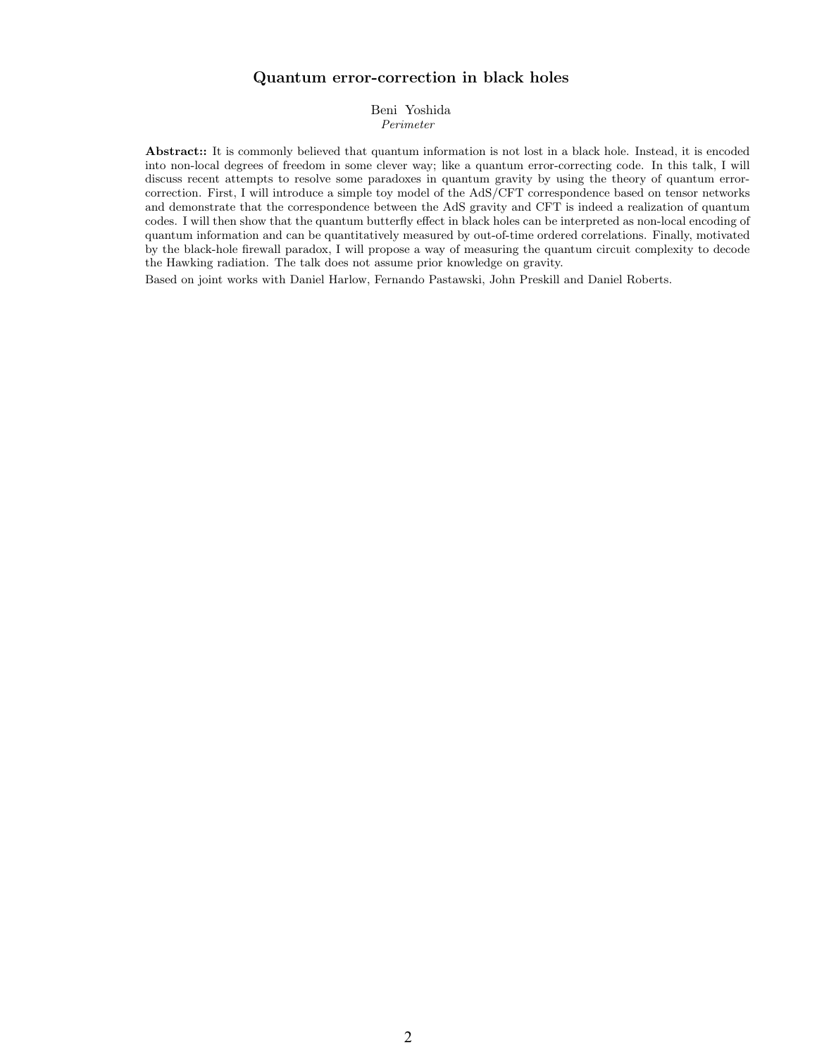## Quantum error-correction in black holes

Beni Yoshida
*Perimeter*

**Abstract::** It is commonly believed that quantum information is not lost in a black hole. Instead, it is encoded into non-local degrees of freedom in some clever way; like a quantum error-correcting code. In this talk, I will discuss recent attempts to resolve some paradoxes in quantum gravity by using the theory of quantum error-correction. First, I will introduce a simple toy model of the AdS/CFT correspondence based on tensor networks and demonstrate that the correspondence between the AdS gravity and CFT is indeed a realization of quantum codes. I will then show that the quantum butterfly effect in black holes can be interpreted as non-local encoding of quantum information and can be quantitatively measured by out-of-time ordered correlations. Finally, motivated by the black-hole firewall paradox, I will propose a way of measuring the quantum circuit complexity to decode the Hawking radiation. The talk does not assume prior knowledge on gravity.

Based on joint works with Daniel Harlow, Fernando Pastawski, John Preskill and Daniel Roberts.